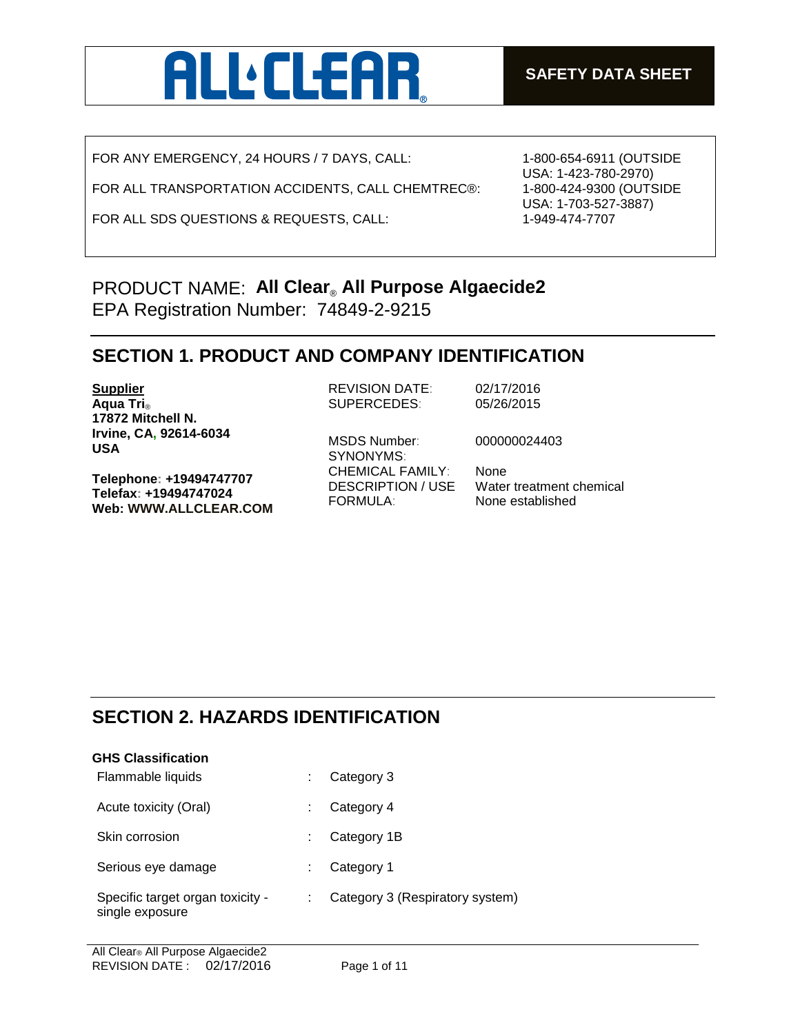# ALL CLEAR®

**SAFETY DATA SHEET**

| | |
|---|---|
| FOR ANY EMERGENCY, 24 HOURS / 7 DAYS, CALL: | 1-800-654-6911 (OUTSIDE USA: 1-423-780-2970) |
| FOR ALL TRANSPORTATION ACCIDENTS, CALL CHEMTREC®: | 1-800-424-9300 (OUTSIDE USA: 1-703-527-3887) |
| FOR ALL SDS QUESTIONS & REQUESTS, CALL: | 1-949-474-7707 |

PRODUCT NAME: **All Clear® All Purpose Algaecide2**
EPA Registration Number: 74849-2-9215

## SECTION 1. PRODUCT AND COMPANY IDENTIFICATION

**Supplier**
**Aqua Tri®**
**17872 Mitchell N.**
**Irvine, CA, 92614-6034**
**USA**

**Telephone: +19494747707**
**Telefax: +19494747024**
**Web: WWW.ALLCLEAR.COM**

| | |
|---|---|
| REVISION DATE: | 02/17/2016 |
| SUPERCEDES: | 05/26/2015 |
| MSDS Number: | 000000024403 |
| SYNONYMS: | |
| CHEMICAL FAMILY: | None |
| DESCRIPTION / USE | Water treatment chemical |
| FORMULA: | None established |

## SECTION 2. HAZARDS IDENTIFICATION

**GHS Classification**

| | | |
|---|---|---|
| Flammable liquids | : | Category 3 |
| Acute toxicity (Oral) | : | Category 4 |
| Skin corrosion | : | Category 1B |
| Serious eye damage | : | Category 1 |
| Specific target organ toxicity - single exposure | : | Category 3 (Respiratory system) |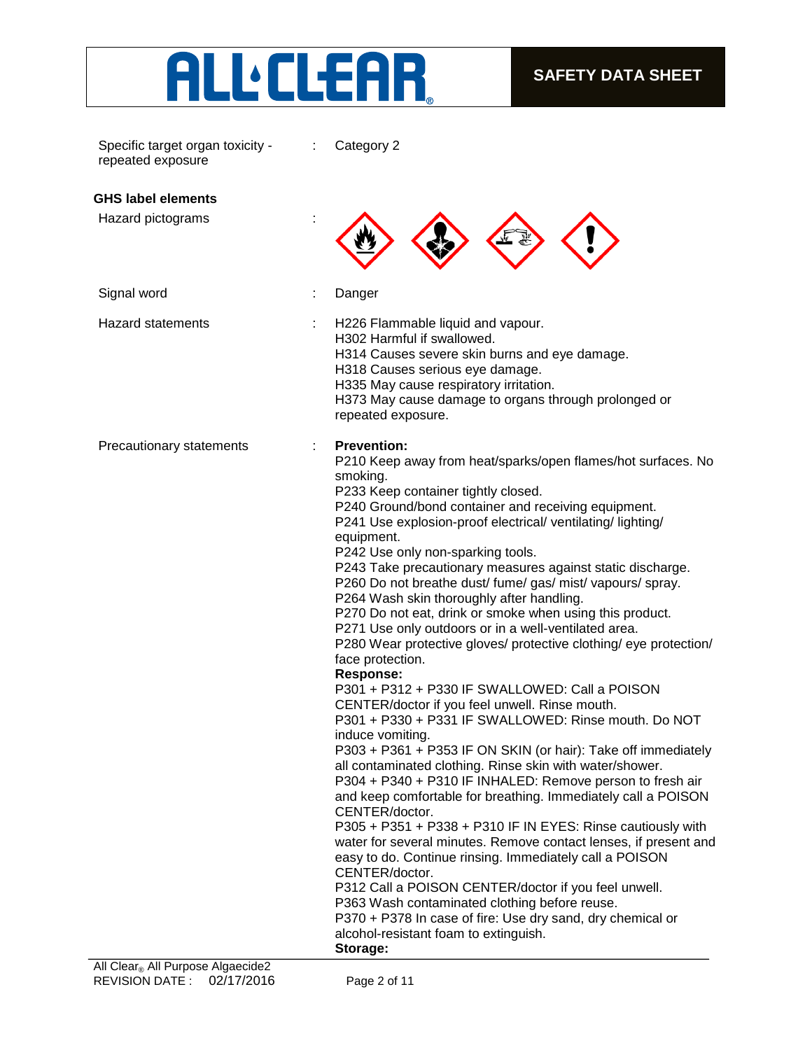Specific target organ toxicity - repeated exposure : Category 2

**GHS label elements**

Hazard pictograms :

Signal word : Danger

Hazard statements :

H226 Flammable liquid and vapour.
H302 Harmful if swallowed.
H314 Causes severe skin burns and eye damage.
H318 Causes serious eye damage.
H335 May cause respiratory irritation.
H373 May cause damage to organs through prolonged or repeated exposure.

Precautionary statements :

**Prevention:**

P210 Keep away from heat/sparks/open flames/hot surfaces. No smoking.
P233 Keep container tightly closed.
P240 Ground/bond container and receiving equipment.
P241 Use explosion-proof electrical/ ventilating/ lighting/ equipment.
P242 Use only non-sparking tools.
P243 Take precautionary measures against static discharge.
P260 Do not breathe dust/ fume/ gas/ mist/ vapours/ spray.
P264 Wash skin thoroughly after handling.
P270 Do not eat, drink or smoke when using this product.
P271 Use only outdoors or in a well-ventilated area.
P280 Wear protective gloves/ protective clothing/ eye protection/ face protection.

**Response:**

P301 + P312 + P330 IF SWALLOWED: Call a POISON CENTER/doctor if you feel unwell. Rinse mouth.
P301 + P330 + P331 IF SWALLOWED: Rinse mouth. Do NOT induce vomiting.
P303 + P361 + P353 IF ON SKIN (or hair): Take off immediately all contaminated clothing. Rinse skin with water/shower.
P304 + P340 + P310 IF INHALED: Remove person to fresh air and keep comfortable for breathing. Immediately call a POISON CENTER/doctor.
P305 + P351 + P338 + P310 IF IN EYES: Rinse cautiously with water for several minutes. Remove contact lenses, if present and easy to do. Continue rinsing. Immediately call a POISON CENTER/doctor.
P312 Call a POISON CENTER/doctor if you feel unwell.
P363 Wash contaminated clothing before reuse.
P370 + P378 In case of fire: Use dry sand, dry chemical or alcohol-resistant foam to extinguish.

**Storage:**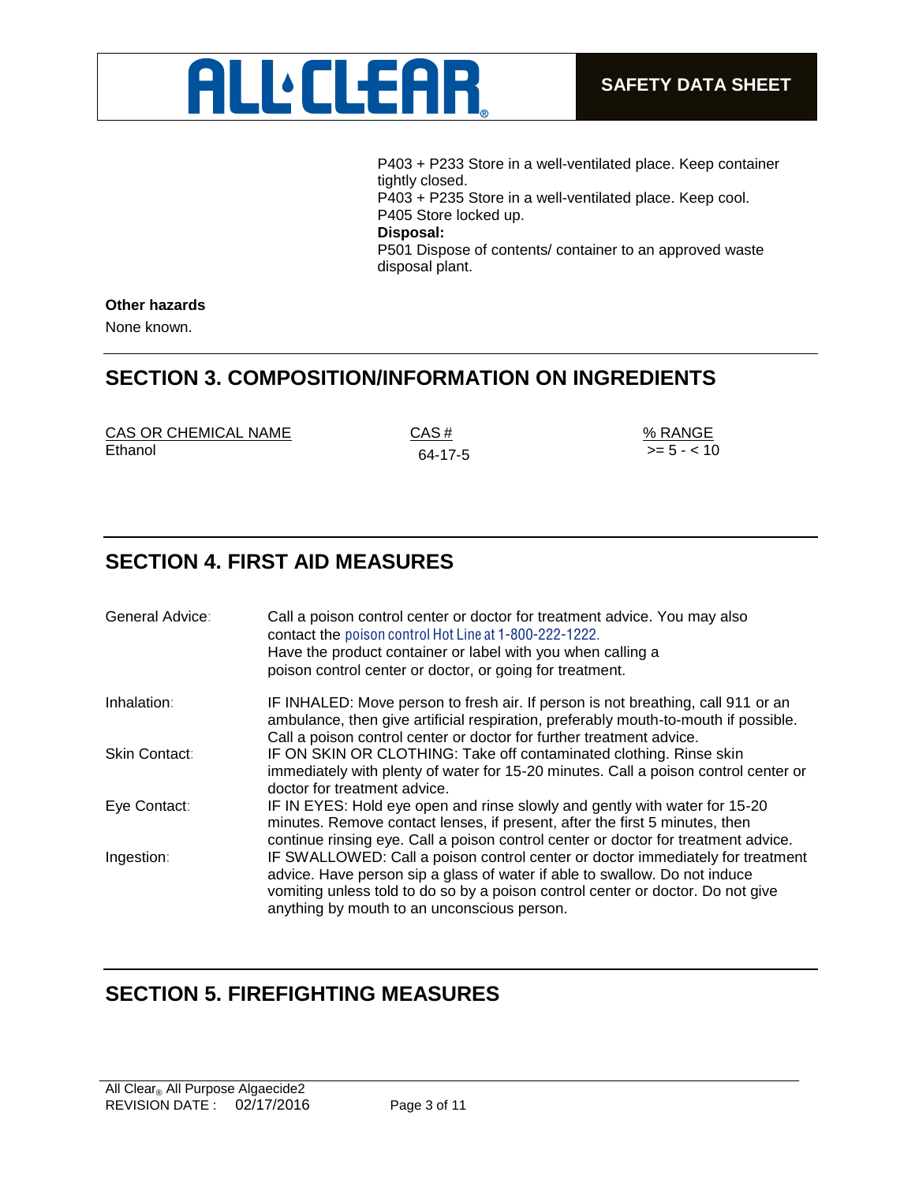P403 + P233 Store in a well-ventilated place. Keep container tightly closed.
P403 + P235 Store in a well-ventilated place. Keep cool.
P405 Store locked up.

**Disposal:**

P501 Dispose of contents/ container to an approved waste disposal plant.

**Other hazards**

None known.

## SECTION 3. COMPOSITION/INFORMATION ON INGREDIENTS

| CAS OR CHEMICAL NAME | CAS # | % RANGE |
|---|---|---|
| Ethanol | 64-17-5 | >= 5 - < 10 |

## SECTION 4. FIRST AID MEASURES

| | |
|---|---|
| General Advice: | Call a poison control center or doctor for treatment advice. You may also contact the poison control Hot Line at 1-800-222-1222. Have the product container or label with you when calling a poison control center or doctor, or going for treatment. |
| Inhalation: | IF INHALED: Move person to fresh air. If person is not breathing, call 911 or an ambulance, then give artificial respiration, preferably mouth-to-mouth if possible. Call a poison control center or doctor for further treatment advice. |
| Skin Contact: | IF ON SKIN OR CLOTHING: Take off contaminated clothing. Rinse skin immediately with plenty of water for 15-20 minutes. Call a poison control center or doctor for treatment advice. |
| Eye Contact: | IF IN EYES: Hold eye open and rinse slowly and gently with water for 15-20 minutes. Remove contact lenses, if present, after the first 5 minutes, then continue rinsing eye. Call a poison control center or doctor for treatment advice. |
| Ingestion: | IF SWALLOWED: Call a poison control center or doctor immediately for treatment advice. Have person sip a glass of water if able to swallow. Do not induce vomiting unless told to do so by a poison control center or doctor. Do not give anything by mouth to an unconscious person. |

## SECTION 5. FIREFIGHTING MEASURES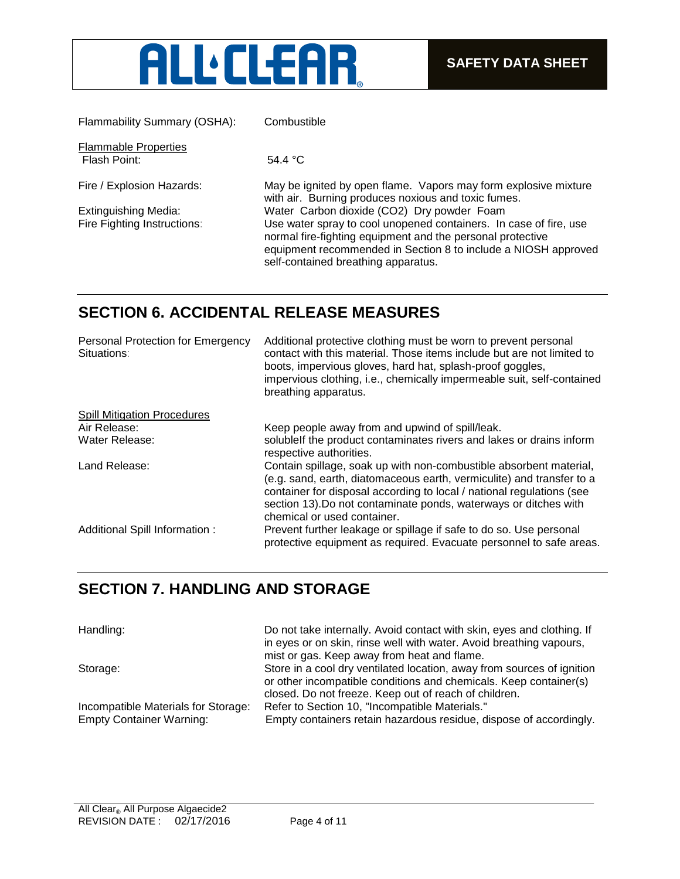Flammability Summary (OSHA): Combustible

Flammable Properties
Flash Point: 54.4 °C

Fire / Explosion Hazards: May be ignited by open flame. Vapors may form explosive mixture with air. Burning produces noxious and toxic fumes.

Extinguishing Media: Water Carbon dioxide ($CO_2$) Dry powder Foam

Fire Fighting Instructions: Use water spray to cool unopened containers. In case of fire, use normal fire-fighting equipment and the personal protective equipment recommended in Section 8 to include a NIOSH approved self-contained breathing apparatus.

## SECTION 6. ACCIDENTAL RELEASE MEASURES

Personal Protection for Emergency Situations: Additional protective clothing must be worn to prevent personal contact with this material. Those items include but are not limited to boots, impervious gloves, hard hat, splash-proof goggles, impervious clothing, i.e., chemically impermeable suit, self-contained breathing apparatus.

Spill Mitigation Procedures
Air Release: Keep people away from and upwind of spill/leak.
Water Release: solubleIf the product contaminates rivers and lakes or drains inform respective authorities.
Land Release: Contain spillage, soak up with non-combustible absorbent material, (e.g. sand, earth, diatomaceous earth, vermiculite) and transfer to a container for disposal according to local / national regulations (see section 13).Do not contaminate ponds, waterways or ditches with chemical or used container.
Additional Spill Information : Prevent further leakage or spillage if safe to do so. Use personal protective equipment as required. Evacuate personnel to safe areas.

## SECTION 7. HANDLING AND STORAGE

Handling: Do not take internally. Avoid contact with skin, eyes and clothing. If in eyes or on skin, rinse well with water. Avoid breathing vapours, mist or gas. Keep away from heat and flame.

Storage: Store in a cool dry ventilated location, away from sources of ignition or other incompatible conditions and chemicals. Keep container(s) closed. Do not freeze. Keep out of reach of children.

Incompatible Materials for Storage: Refer to Section 10, "Incompatible Materials."

Empty Container Warning: Empty containers retain hazardous residue, dispose of accordingly.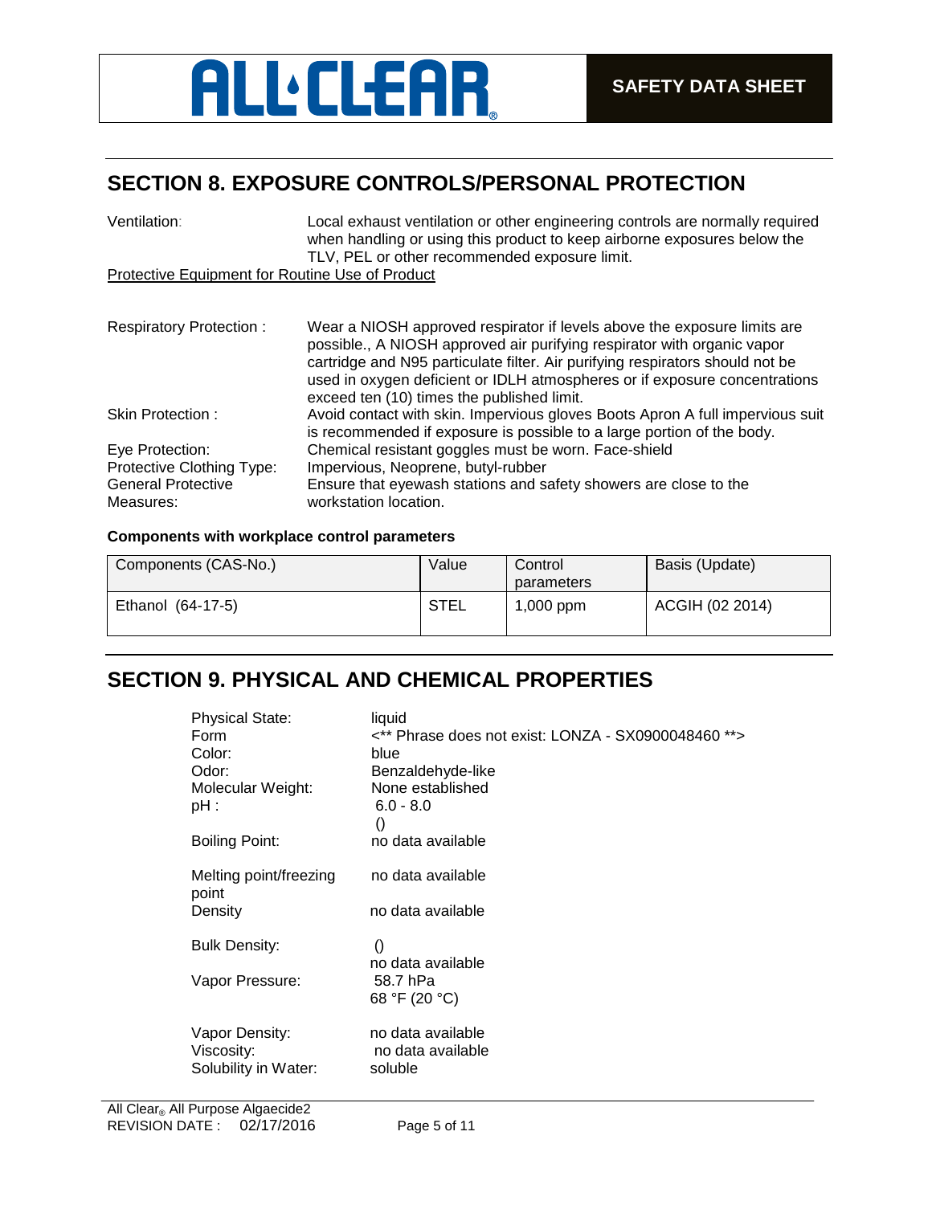## SECTION 8. EXPOSURE CONTROLS/PERSONAL PROTECTION

Ventilation: Local exhaust ventilation or other engineering controls are normally required when handling or using this product to keep airborne exposures below the TLV, PEL or other recommended exposure limit.

Protective Equipment for Routine Use of Product

Respiratory Protection : Wear a NIOSH approved respirator if levels above the exposure limits are possible., A NIOSH approved air purifying respirator with organic vapor cartridge and N95 particulate filter. Air purifying respirators should not be used in oxygen deficient or IDLH atmospheres or if exposure concentrations exceed ten (10) times the published limit.

Skin Protection : Avoid contact with skin. Impervious gloves Boots Apron A full impervious suit is recommended if exposure is possible to a large portion of the body.

Eye Protection: Chemical resistant goggles must be worn. Face-shield

Protective Clothing Type: Impervious, Neoprene, butyl-rubber

General Protective Measures: Ensure that eyewash stations and safety showers are close to the workstation location.

**Components with workplace control parameters**

| Components (CAS-No.) | Value | Control parameters | Basis (Update) |
|---|---|---|---|
| Ethanol (64-17-5) | STEL | 1,000 ppm | ACGIH (02 2014) |

## SECTION 9. PHYSICAL AND CHEMICAL PROPERTIES

Physical State: liquid
Form <** Phrase does not exist: LONZA - SX0900048460 **>
Color: blue
Odor: Benzaldehyde-like
Molecular Weight: None established
pH : 6.0 - 8.0
()
Boiling Point: no data available

Melting point/freezing point no data available
Density no data available

Bulk Density: ()
no data available
Vapor Pressure: 58.7 hPa
68 °F (20 °C)

Vapor Density: no data available
Viscosity: no data available
Solubility in Water: soluble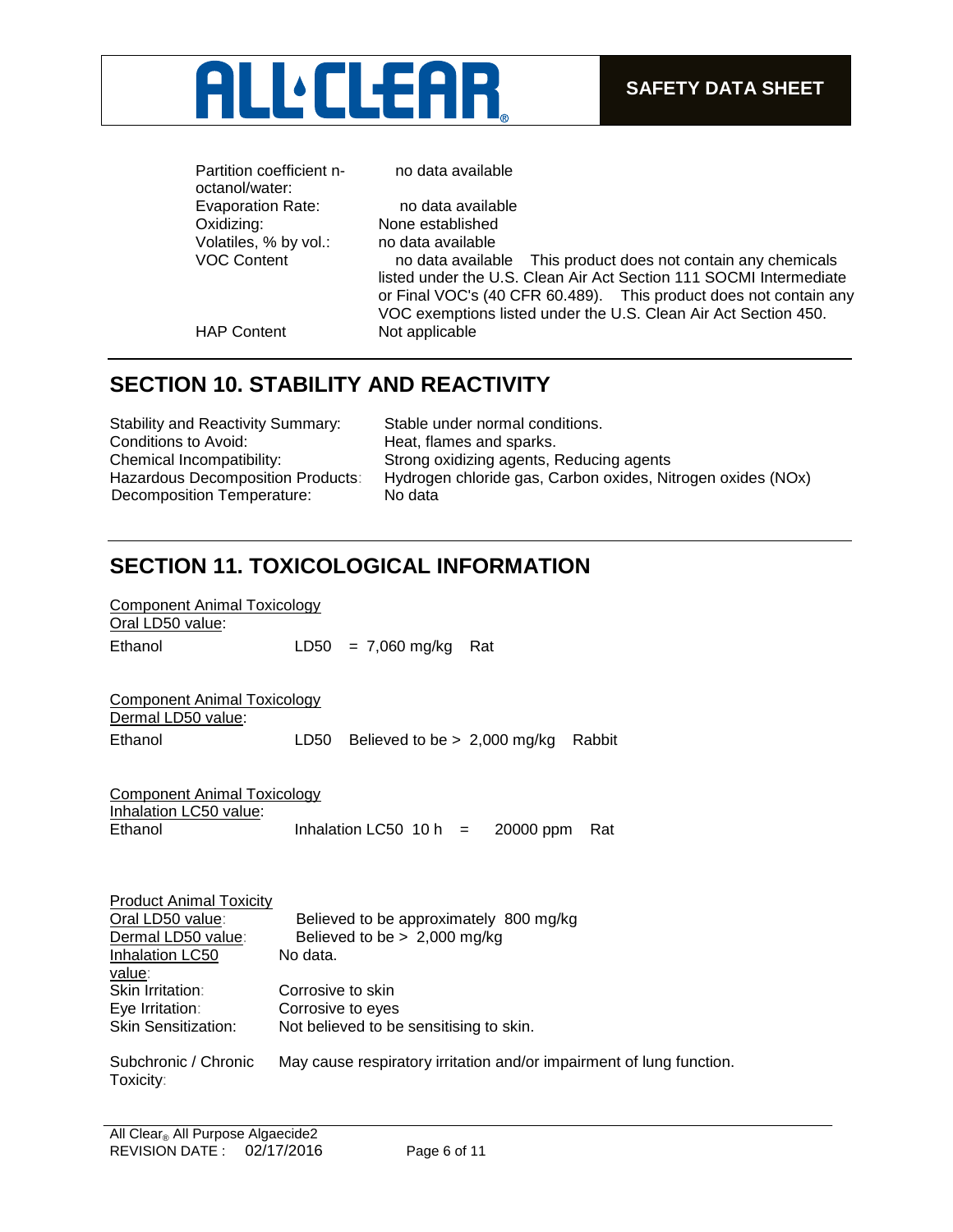| | |
|---|---|
| Partition coefficient n-octanol/water: | no data available |
| Evaporation Rate: | no data available |
| Oxidizing: | None established |
| Volatiles, % by vol.: | no data available |
| VOC Content | no data available This product does not contain any chemicals listed under the U.S. Clean Air Act Section 111 SOCMI Intermediate or Final VOC's (40 CFR 60.489). This product does not contain any VOC exemptions listed under the U.S. Clean Air Act Section 450. |
| HAP Content | Not applicable |

## SECTION 10. STABILITY AND REACTIVITY

| | |
|---|---|
| Stability and Reactivity Summary: | Stable under normal conditions. |
| Conditions to Avoid: | Heat, flames and sparks. |
| Chemical Incompatibility: | Strong oxidizing agents, Reducing agents |
| Hazardous Decomposition Products: | Hydrogen chloride gas, Carbon oxides, Nitrogen oxides (NOx) |
| Decomposition Temperature: | No data |

## SECTION 11. TOXICOLOGICAL INFORMATION

Component Animal Toxicology
Oral LD50 value:

| | |
|---|---|
| Ethanol | LD50 = 7,060 mg/kg Rat |

Component Animal Toxicology
Dermal LD50 value:

| | |
|---|---|
| Ethanol | LD50 Believed to be > 2,000 mg/kg Rabbit |

Component Animal Toxicology
Inhalation LC50 value:

| | |
|---|---|
| Ethanol | Inhalation LC50 10 h = 20000 ppm Rat |

Product Animal Toxicity

| | |
|---|---|
| Oral LD50 value: | Believed to be approximately 800 mg/kg |
| Dermal LD50 value: | Believed to be > 2,000 mg/kg |
| Inhalation LC50 value: | No data. |
| Skin Irritation: | Corrosive to skin |
| Eye Irritation: | Corrosive to eyes |
| Skin Sensitization: | Not believed to be sensitising to skin. |
| Subchronic / Chronic Toxicity: | May cause respiratory irritation and/or impairment of lung function. |

All Clear® All Purpose Algaecide2
REVISION DATE : 02/17/2016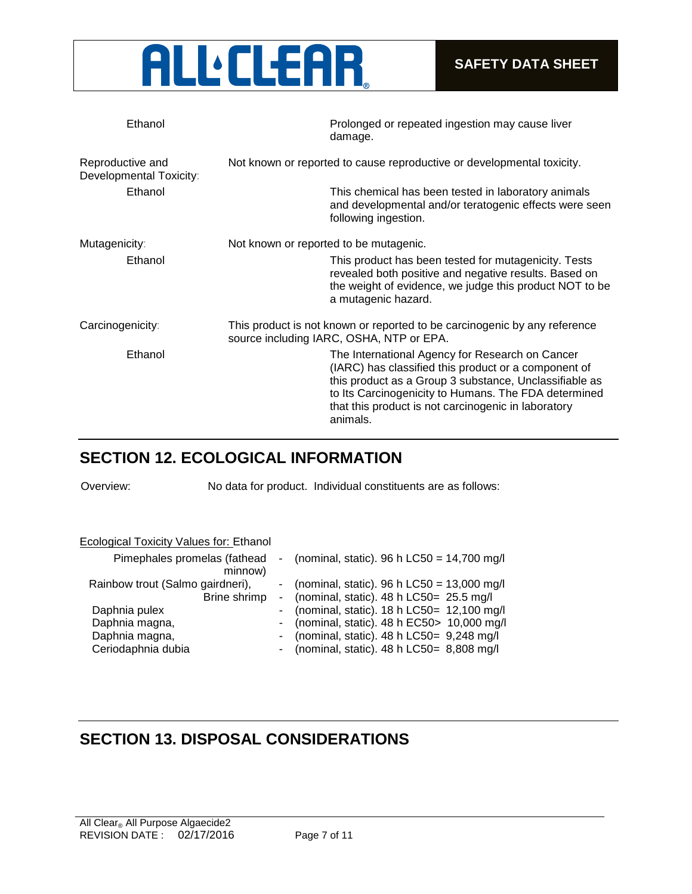| | | |
|---|---|---|
| Ethanol | | Prolonged or repeated ingestion may cause liver damage. |
| Reproductive and Developmental Toxicity: | Not known or reported to cause reproductive or developmental toxicity. | |
| Ethanol | | This chemical has been tested in laboratory animals and developmental and/or teratogenic effects were seen following ingestion. |
| Mutagenicity: | Not known or reported to be mutagenic. | |
| Ethanol | | This product has been tested for mutagenicity. Tests revealed both positive and negative results. Based on the weight of evidence, we judge this product NOT to be a mutagenic hazard. |
| Carcinogenicity: | This product is not known or reported to be carcinogenic by any reference source including IARC, OSHA, NTP or EPA. | |
| Ethanol | | The International Agency for Research on Cancer (IARC) has classified this product or a component of this product as a Group 3 substance, Unclassifiable as to Its Carcinogenicity to Humans. The FDA determined that this product is not carcinogenic in laboratory animals. |

## SECTION 12. ECOLOGICAL INFORMATION

Overview: No data for product. Individual constituents are as follows:

Ecological Toxicity Values for: Ethanol

| Species | | Value |
|---|---|---|
| Pimephales promelas (fathead minnow) | - | (nominal, static). 96 h LC50 = 14,700 mg/l |
| Rainbow trout (Salmo gairdneri), | - | (nominal, static). 96 h LC50 = 13,000 mg/l |
| Brine shrimp | - | (nominal, static). 48 h LC50= 25.5 mg/l |
| Daphnia pulex | - | (nominal, static). 18 h LC50= 12,100 mg/l |
| Daphnia magna, | - | (nominal, static). 48 h EC50> 10,000 mg/l |
| Daphnia magna, | - | (nominal, static). 48 h LC50= 9,248 mg/l |
| Ceriodaphnia dubia | - | (nominal, static). 48 h LC50= 8,808 mg/l |

## SECTION 13. DISPOSAL CONSIDERATIONS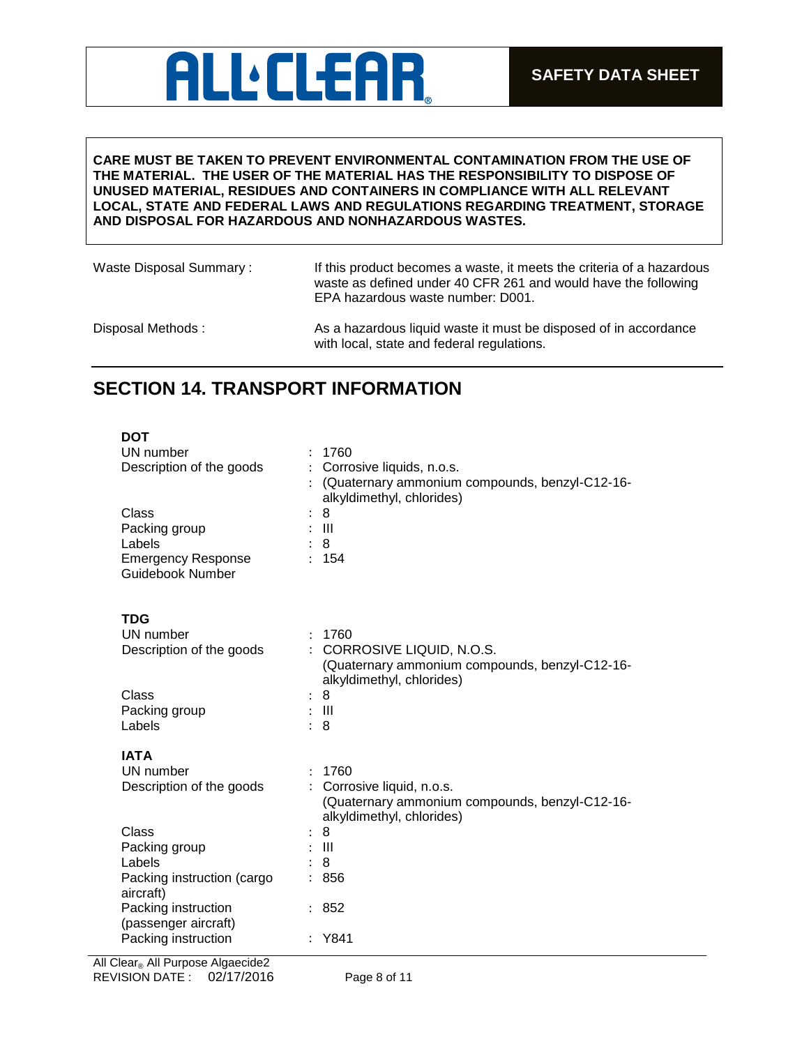**CARE MUST BE TAKEN TO PREVENT ENVIRONMENTAL CONTAMINATION FROM THE USE OF THE MATERIAL. THE USER OF THE MATERIAL HAS THE RESPONSIBILITY TO DISPOSE OF UNUSED MATERIAL, RESIDUES AND CONTAINERS IN COMPLIANCE WITH ALL RELEVANT LOCAL, STATE AND FEDERAL LAWS AND REGULATIONS REGARDING TREATMENT, STORAGE AND DISPOSAL FOR HAZARDOUS AND NONHAZARDOUS WASTES.**

| | |
|---|---|
| Waste Disposal Summary : | If this product becomes a waste, it meets the criteria of a hazardous waste as defined under 40 CFR 261 and would have the following EPA hazardous waste number: D001. |
| Disposal Methods : | As a hazardous liquid waste it must be disposed of in accordance with local, state and federal regulations. |

## SECTION 14. TRANSPORT INFORMATION

**DOT**

| | |
|---|---|
| UN number | : 1760 |
| Description of the goods | : Corrosive liquids, n.o.s. |
| | : (Quaternary ammonium compounds, benzyl-C12-16-alkyldimethyl, chlorides) |
| Class | : 8 |
| Packing group | : III |
| Labels | : 8 |
| Emergency Response Guidebook Number | : 154 |

**TDG**

| | |
|---|---|
| UN number | : 1760 |
| Description of the goods | : CORROSIVE LIQUID, N.O.S. (Quaternary ammonium compounds, benzyl-C12-16-alkyldimethyl, chlorides) |
| Class | : 8 |
| Packing group | : III |
| Labels | : 8 |

**IATA**

| | |
|---|---|
| UN number | : 1760 |
| Description of the goods | : Corrosive liquid, n.o.s. (Quaternary ammonium compounds, benzyl-C12-16-alkyldimethyl, chlorides) |
| Class | : 8 |
| Packing group | : III |
| Labels | : 8 |
| Packing instruction (cargo aircraft) | : 856 |
| Packing instruction (passenger aircraft) | : 852 |
| Packing instruction | : Y841 |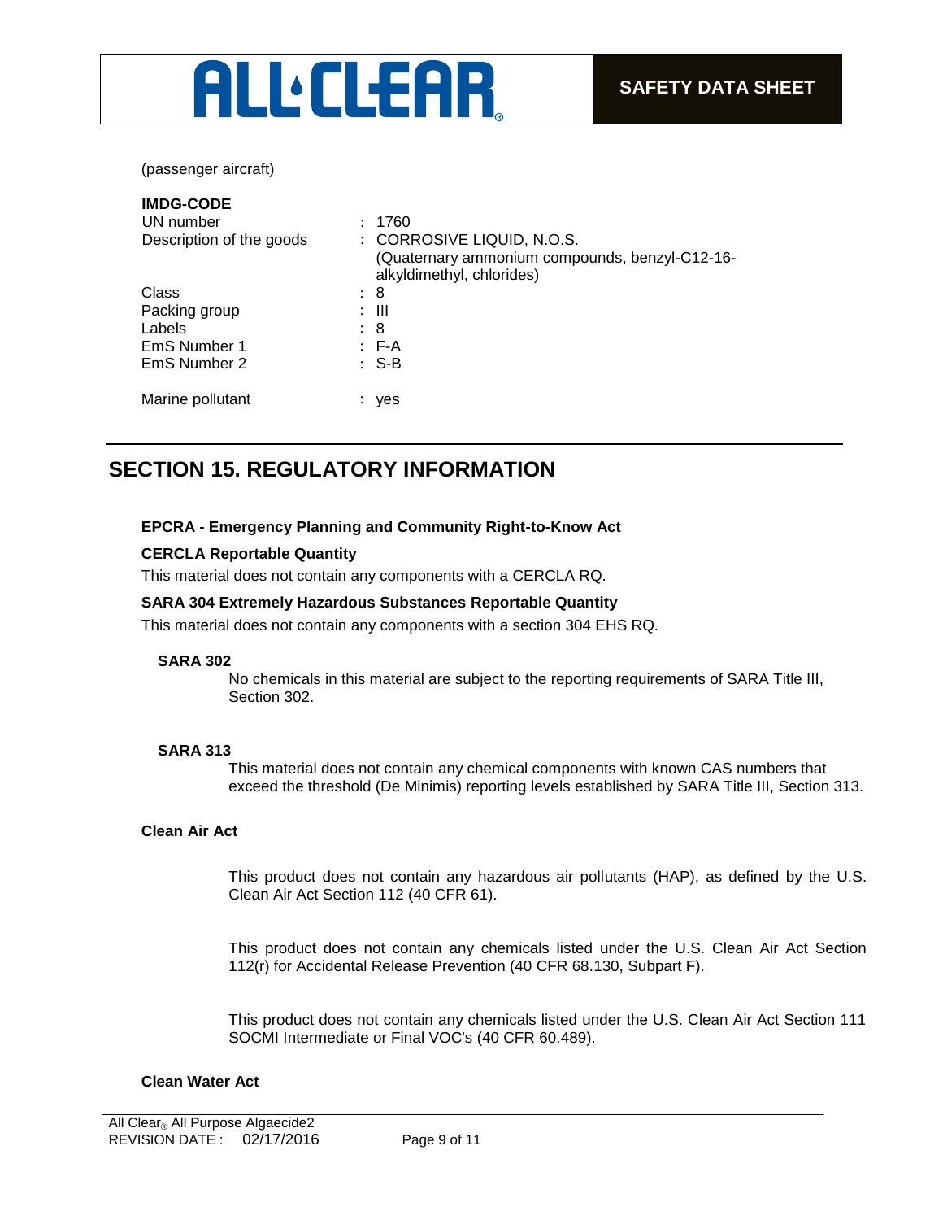(passenger aircraft)

**IMDG-CODE**

| | |
|---|---|
| UN number | : 1760 |
| Description of the goods | : CORROSIVE LIQUID, N.O.S. (Quaternary ammonium compounds, benzyl-C12-16-alkyldimethyl, chlorides) |
| Class | : 8 |
| Packing group | : III |
| Labels | : 8 |
| EmS Number 1 | : F-A |
| EmS Number 2 | : S-B |
| Marine pollutant | : yes |

## SECTION 15. REGULATORY INFORMATION

**EPCRA - Emergency Planning and Community Right-to-Know Act**

**CERCLA Reportable Quantity**

This material does not contain any components with a CERCLA RQ.

**SARA 304 Extremely Hazardous Substances Reportable Quantity**

This material does not contain any components with a section 304 EHS RQ.

**SARA 302**

No chemicals in this material are subject to the reporting requirements of SARA Title III, Section 302.

**SARA 313**

This material does not contain any chemical components with known CAS numbers that exceed the threshold (De Minimis) reporting levels established by SARA Title III, Section 313.

**Clean Air Act**

This product does not contain any hazardous air pollutants (HAP), as defined by the U.S. Clean Air Act Section 112 (40 CFR 61).

This product does not contain any chemicals listed under the U.S. Clean Air Act Section 112(r) for Accidental Release Prevention (40 CFR 68.130, Subpart F).

This product does not contain any chemicals listed under the U.S. Clean Air Act Section 111 SOCMI Intermediate or Final VOC's (40 CFR 60.489).

**Clean Water Act**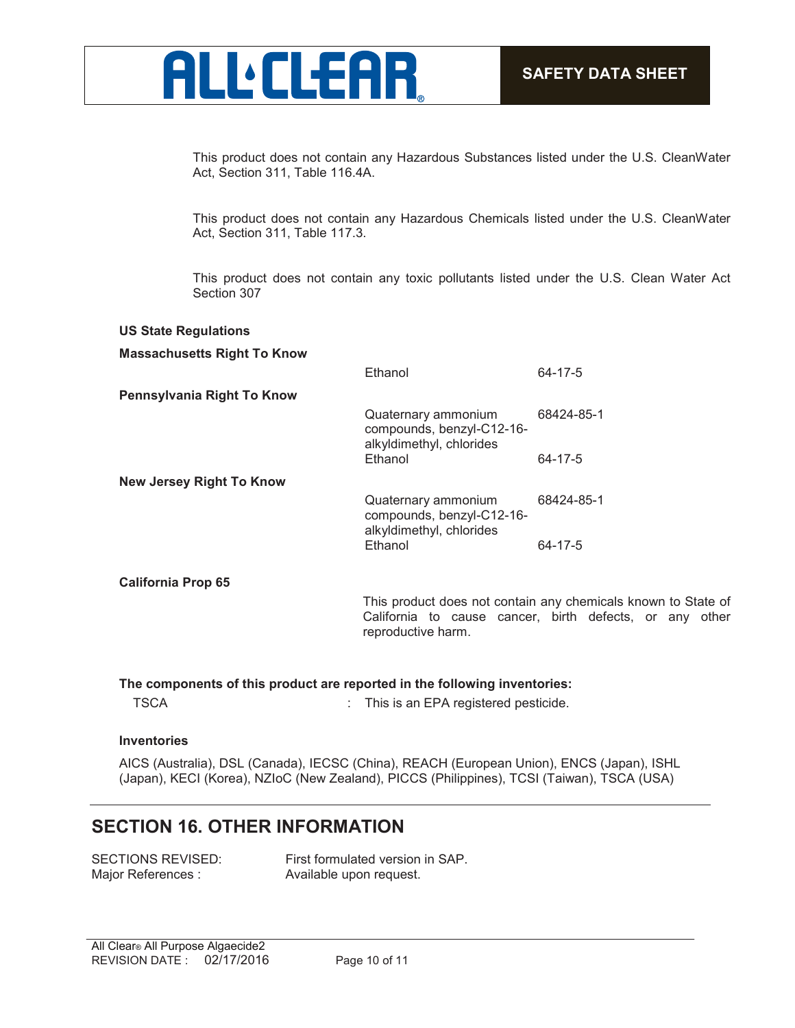This product does not contain any Hazardous Substances listed under the U.S. CleanWater Act, Section 311, Table 116.4A.

This product does not contain any Hazardous Chemicals listed under the U.S. CleanWater Act, Section 311, Table 117.3.

This product does not contain any toxic pollutants listed under the U.S. Clean Water Act Section 307

**US State Regulations**

**Massachusetts Right To Know**

| | | |
|---|---|---|
| | Ethanol | 64-17-5 |

**Pennsylvania Right To Know**

| | | |
|---|---|---|
| | Quaternary ammonium compounds, benzyl-C12-16-alkyldimethyl, chlorides | 68424-85-1 |
| | Ethanol | 64-17-5 |

**New Jersey Right To Know**

| | | |
|---|---|---|
| | Quaternary ammonium compounds, benzyl-C12-16-alkyldimethyl, chlorides | 68424-85-1 |
| | Ethanol | 64-17-5 |

**California Prop 65**

This product does not contain any chemicals known to State of California to cause cancer, birth defects, or any other reproductive harm.

**The components of this product are reported in the following inventories:**

TSCA : This is an EPA registered pesticide.

**Inventories**

AICS (Australia), DSL (Canada), IECSC (China), REACH (European Union), ENCS (Japan), ISHL (Japan), KECI (Korea), NZIoC (New Zealand), PICCS (Philippines), TCSI (Taiwan), TSCA (USA)

## SECTION 16. OTHER INFORMATION

SECTIONS REVISED: First formulated version in SAP.
Major References : Available upon request.

All Clear® All Purpose Algaecide2
REVISION DATE : 02/17/2016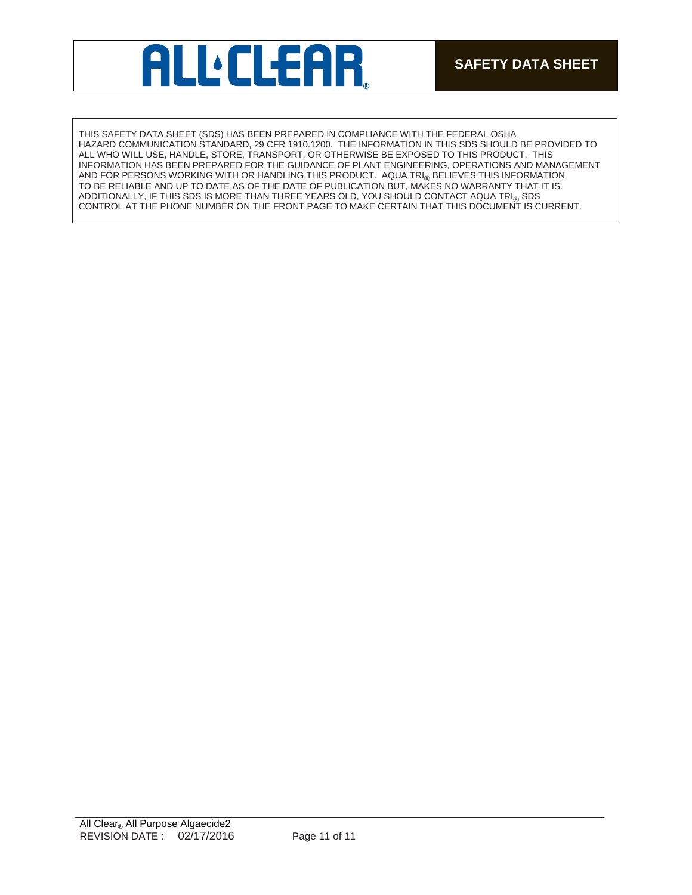ALL CLEAR®

**SAFETY DATA SHEET**

THIS SAFETY DATA SHEET (SDS) HAS BEEN PREPARED IN COMPLIANCE WITH THE FEDERAL OSHA HAZARD COMMUNICATION STANDARD, 29 CFR 1910.1200. THE INFORMATION IN THIS SDS SHOULD BE PROVIDED TO ALL WHO WILL USE, HANDLE, STORE, TRANSPORT, OR OTHERWISE BE EXPOSED TO THIS PRODUCT. THIS INFORMATION HAS BEEN PREPARED FOR THE GUIDANCE OF PLANT ENGINEERING, OPERATIONS AND MANAGEMENT AND FOR PERSONS WORKING WITH OR HANDLING THIS PRODUCT. AQUA TRI® BELIEVES THIS INFORMATION TO BE RELIABLE AND UP TO DATE AS OF THE DATE OF PUBLICATION BUT, MAKES NO WARRANTY THAT IT IS. ADDITIONALLY, IF THIS SDS IS MORE THAN THREE YEARS OLD, YOU SHOULD CONTACT AQUA TRI® SDS CONTROL AT THE PHONE NUMBER ON THE FRONT PAGE TO MAKE CERTAIN THAT THIS DOCUMENT IS CURRENT.